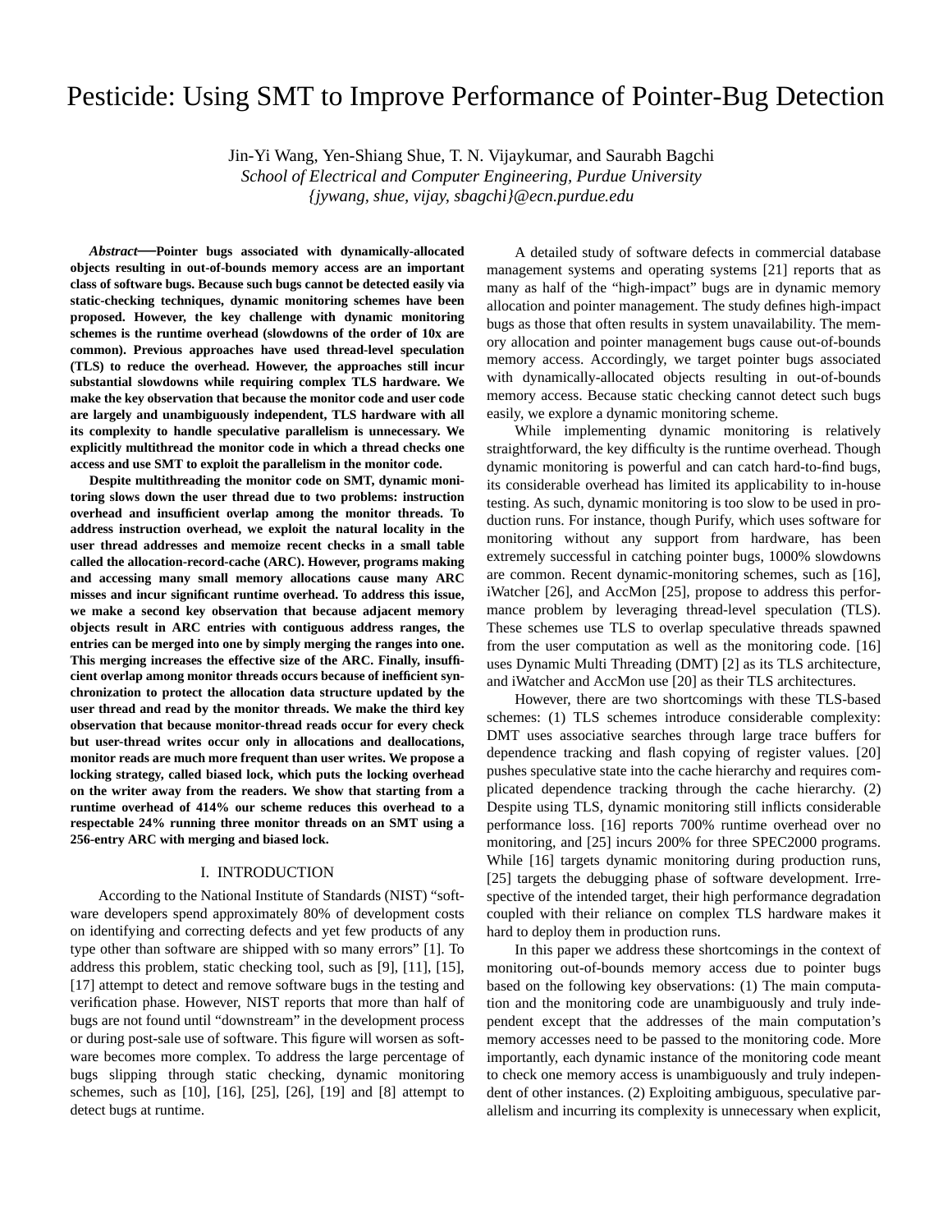# Pesticide: Using SMT to Improve Performance of Pointer-Bug Detection

Jin-Yi Wang, Yen-Shiang Shue, T. N. Vijaykumar, and Saurabh Bagchi

*School of Electrical and Computer Engineering, Purdue University*

*{jywang, shue, vijay, sbagchi}@ecn.purdue.edu*

***Abstract*—Pointer bugs associated with dynamically-allocated objects resulting in out-of-bounds memory access are an important class of software bugs. Because such bugs cannot be detected easily via static-checking techniques, dynamic monitoring schemes have been proposed. However, the key challenge with dynamic monitoring schemes is the runtime overhead (slowdowns of the order of 10x are common). Previous approaches have used thread-level speculation (TLS) to reduce the overhead. However, the approaches still incur substantial slowdowns while requiring complex TLS hardware. We make the key observation that because the monitor code and user code are largely and unambiguously independent, TLS hardware with all its complexity to handle speculative parallelism is unnecessary. We explicitly multithread the monitor code in which a thread checks one access and use SMT to exploit the parallelism in the monitor code.**

**Despite multithreading the monitor code on SMT, dynamic monitoring slows down the user thread due to two problems: instruction overhead and insufficient overlap among the monitor threads. To address instruction overhead, we exploit the natural locality in the user thread addresses and memoize recent checks in a small table called the allocation-record-cache (ARC). However, programs making and accessing many small memory allocations cause many ARC misses and incur significant runtime overhead. To address this issue, we make a second key observation that because adjacent memory objects result in ARC entries with contiguous address ranges, the entries can be merged into one by simply merging the ranges into one. This merging increases the effective size of the ARC. Finally, insufficient overlap among monitor threads occurs because of inefficient synchronization to protect the allocation data structure updated by the user thread and read by the monitor threads. We make the third key observation that because monitor-thread reads occur for every check but user-thread writes occur only in allocations and deallocations, monitor reads are much more frequent than user writes. We propose a locking strategy, called biased lock, which puts the locking overhead on the writer away from the readers. We show that starting from a runtime overhead of 414% our scheme reduces this overhead to a respectable 24% running three monitor threads on an SMT using a 256-entry ARC with merging and biased lock.**

## I. INTRODUCTION

According to the National Institute of Standards (NIST) "software developers spend approximately 80% of development costs on identifying and correcting defects and yet few products of any type other than software are shipped with so many errors" [1]. To address this problem, static checking tool, such as [9], [11], [15], [17] attempt to detect and remove software bugs in the testing and verification phase. However, NIST reports that more than half of bugs are not found until "downstream" in the development process or during post-sale use of software. This figure will worsen as software becomes more complex. To address the large percentage of bugs slipping through static checking, dynamic monitoring schemes, such as [10], [16], [25], [26], [19] and [8] attempt to detect bugs at runtime.

A detailed study of software defects in commercial database management systems and operating systems [21] reports that as many as half of the "high-impact" bugs are in dynamic memory allocation and pointer management. The study defines high-impact bugs as those that often results in system unavailability. The memory allocation and pointer management bugs cause out-of-bounds memory access. Accordingly, we target pointer bugs associated with dynamically-allocated objects resulting in out-of-bounds memory access. Because static checking cannot detect such bugs easily, we explore a dynamic monitoring scheme.

While implementing dynamic monitoring is relatively straightforward, the key difficulty is the runtime overhead. Though dynamic monitoring is powerful and can catch hard-to-find bugs, its considerable overhead has limited its applicability to in-house testing. As such, dynamic monitoring is too slow to be used in production runs. For instance, though Purify, which uses software for monitoring without any support from hardware, has been extremely successful in catching pointer bugs, 1000% slowdowns are common. Recent dynamic-monitoring schemes, such as [16], iWatcher [26], and AccMon [25], propose to address this performance problem by leveraging thread-level speculation (TLS). These schemes use TLS to overlap speculative threads spawned from the user computation as well as the monitoring code. [16] uses Dynamic Multi Threading (DMT) [2] as its TLS architecture, and iWatcher and AccMon use [20] as their TLS architectures.

However, there are two shortcomings with these TLS-based schemes: (1) TLS schemes introduce considerable complexity: DMT uses associative searches through large trace buffers for dependence tracking and flash copying of register values. [20] pushes speculative state into the cache hierarchy and requires complicated dependence tracking through the cache hierarchy. (2) Despite using TLS, dynamic monitoring still inflicts considerable performance loss. [16] reports 700% runtime overhead over no monitoring, and [25] incurs 200% for three SPEC2000 programs. While [16] targets dynamic monitoring during production runs, [25] targets the debugging phase of software development. Irrespective of the intended target, their high performance degradation coupled with their reliance on complex TLS hardware makes it hard to deploy them in production runs.

In this paper we address these shortcomings in the context of monitoring out-of-bounds memory access due to pointer bugs based on the following key observations: (1) The main computation and the monitoring code are unambiguously and truly independent except that the addresses of the main computation's memory accesses need to be passed to the monitoring code. More importantly, each dynamic instance of the monitoring code meant to check one memory access is unambiguously and truly independent of other instances. (2) Exploiting ambiguous, speculative parallelism and incurring its complexity is unnecessary when explicit,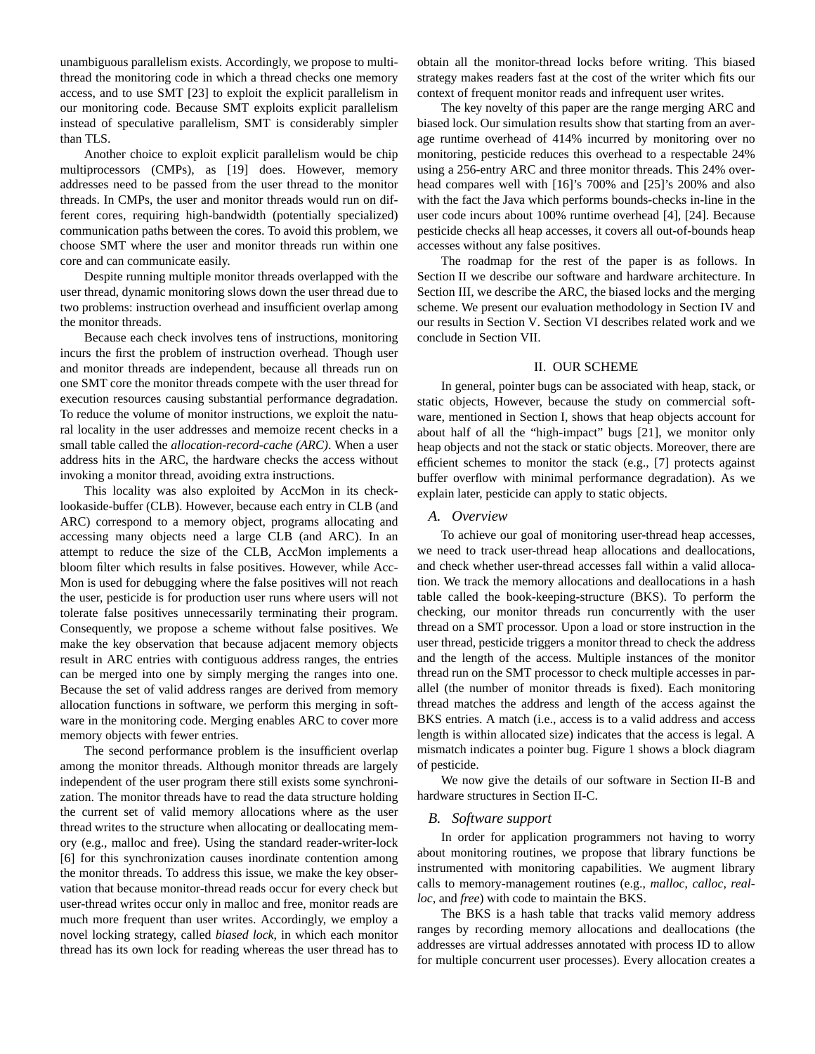unambiguous parallelism exists. Accordingly, we propose to multi-thread the monitoring code in which a thread checks one memory access, and to use SMT [23] to exploit the explicit parallelism in our monitoring code. Because SMT exploits explicit parallelism instead of speculative parallelism, SMT is considerably simpler than TLS.

Another choice to exploit explicit parallelism would be chip multiprocessors (CMPs), as [19] does. However, memory addresses need to be passed from the user thread to the monitor threads. In CMPs, the user and monitor threads would run on different cores, requiring high-bandwidth (potentially specialized) communication paths between the cores. To avoid this problem, we choose SMT where the user and monitor threads run within one core and can communicate easily.

Despite running multiple monitor threads overlapped with the user thread, dynamic monitoring slows down the user thread due to two problems: instruction overhead and insufficient overlap among the monitor threads.

Because each check involves tens of instructions, monitoring incurs the first the problem of instruction overhead. Though user and monitor threads are independent, because all threads run on one SMT core the monitor threads compete with the user thread for execution resources causing substantial performance degradation. To reduce the volume of monitor instructions, we exploit the natural locality in the user addresses and memoize recent checks in a small table called the *allocation-record-cache (ARC)*. When a user address hits in the ARC, the hardware checks the access without invoking a monitor thread, avoiding extra instructions.

This locality was also exploited by AccMon in its check-lookaside-buffer (CLB). However, because each entry in CLB (and ARC) correspond to a memory object, programs allocating and accessing many objects need a large CLB (and ARC). In an attempt to reduce the size of the CLB, AccMon implements a bloom filter which results in false positives. However, while AccMon is used for debugging where the false positives will not reach the user, pesticide is for production user runs where users will not tolerate false positives unnecessarily terminating their program. Consequently, we propose a scheme without false positives. We make the key observation that because adjacent memory objects result in ARC entries with contiguous address ranges, the entries can be merged into one by simply merging the ranges into one. Because the set of valid address ranges are derived from memory allocation functions in software, we perform this merging in software in the monitoring code. Merging enables ARC to cover more memory objects with fewer entries.

The second performance problem is the insufficient overlap among the monitor threads. Although monitor threads are largely independent of the user program there still exists some synchronization. The monitor threads have to read the data structure holding the current set of valid memory allocations where as the user thread writes to the structure when allocating or deallocating memory (e.g., malloc and free). Using the standard reader-writer-lock [6] for this synchronization causes inordinate contention among the monitor threads. To address this issue, we make the key observation that because monitor-thread reads occur for every check but user-thread writes occur only in malloc and free, monitor reads are much more frequent than user writes. Accordingly, we employ a novel locking strategy, called *biased lock*, in which each monitor thread has its own lock for reading whereas the user thread has to obtain all the monitor-thread locks before writing. This biased strategy makes readers fast at the cost of the writer which fits our context of frequent monitor reads and infrequent user writes.

The key novelty of this paper are the range merging ARC and biased lock. Our simulation results show that starting from an average runtime overhead of 414% incurred by monitoring over no monitoring, pesticide reduces this overhead to a respectable 24% using a 256-entry ARC and three monitor threads. This 24% overhead compares well with [16]'s 700% and [25]'s 200% and also with the fact the Java which performs bounds-checks in-line in the user code incurs about 100% runtime overhead [4], [24]. Because pesticide checks all heap accesses, it covers all out-of-bounds heap accesses without any false positives.

The roadmap for the rest of the paper is as follows. In Section II we describe our software and hardware architecture. In Section III, we describe the ARC, the biased locks and the merging scheme. We present our evaluation methodology in Section IV and our results in Section V. Section VI describes related work and we conclude in Section VII.

## II. OUR SCHEME

In general, pointer bugs can be associated with heap, stack, or static objects, However, because the study on commercial software, mentioned in Section I, shows that heap objects account for about half of all the "high-impact" bugs [21], we monitor only heap objects and not the stack or static objects. Moreover, there are efficient schemes to monitor the stack (e.g., [7] protects against buffer overflow with minimal performance degradation). As we explain later, pesticide can apply to static objects.

### A. Overview

To achieve our goal of monitoring user-thread heap accesses, we need to track user-thread heap allocations and deallocations, and check whether user-thread accesses fall within a valid allocation. We track the memory allocations and deallocations in a hash table called the book-keeping-structure (BKS). To perform the checking, our monitor threads run concurrently with the user thread on a SMT processor. Upon a load or store instruction in the user thread, pesticide triggers a monitor thread to check the address and the length of the access. Multiple instances of the monitor thread run on the SMT processor to check multiple accesses in parallel (the number of monitor threads is fixed). Each monitoring thread matches the address and length of the access against the BKS entries. A match (i.e., access is to a valid address and access length is within allocated size) indicates that the access is legal. A mismatch indicates a pointer bug. Figure 1 shows a block diagram of pesticide.

We now give the details of our software in Section II-B and hardware structures in Section II-C.

### B. Software support

In order for application programmers not having to worry about monitoring routines, we propose that library functions be instrumented with monitoring capabilities. We augment library calls to memory-management routines (e.g., *malloc*, *calloc*, *realloc*, and *free*) with code to maintain the BKS.

The BKS is a hash table that tracks valid memory address ranges by recording memory allocations and deallocations (the addresses are virtual addresses annotated with process ID to allow for multiple concurrent user processes). Every allocation creates a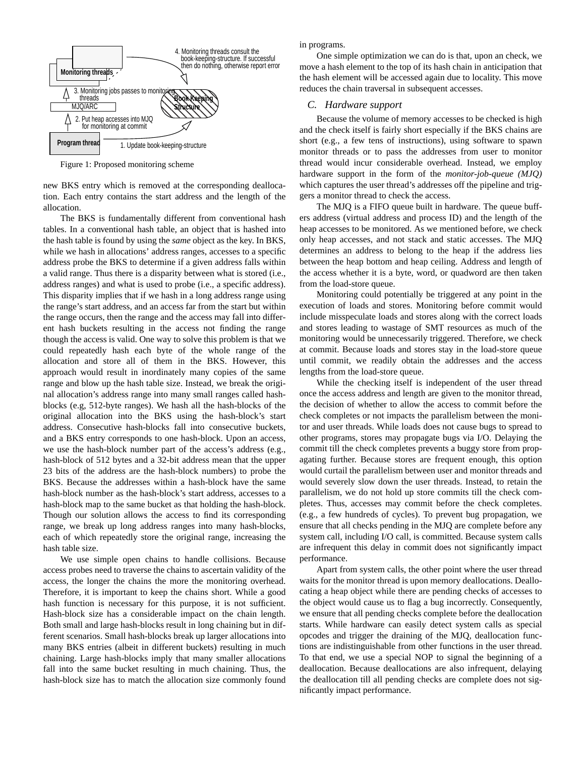Figure 1: Proposed monitoring scheme

new BKS entry which is removed at the corresponding deallocation. Each entry contains the start address and the length of the allocation.

The BKS is fundamentally different from conventional hash tables. In a conventional hash table, an object that is hashed into the hash table is found by using the *same* object as the key. In BKS, while we hash in allocations' address ranges, accesses to a specific address probe the BKS to determine if a given address falls within a valid range. Thus there is a disparity between what is stored (i.e., address ranges) and what is used to probe (i.e., a specific address). This disparity implies that if we hash in a long address range using the range's start address, and an access far from the start but within the range occurs, then the range and the access may fall into different hash buckets resulting in the access not finding the range though the access is valid. One way to solve this problem is that we could repeatedly hash each byte of the whole range of the allocation and store all of them in the BKS. However, this approach would result in inordinately many copies of the same range and blow up the hash table size. Instead, we break the original allocation's address range into many small ranges called hash-blocks (e.g, 512-byte ranges). We hash all the hash-blocks of the original allocation into the BKS using the hash-block's start address. Consecutive hash-blocks fall into consecutive buckets, and a BKS entry corresponds to one hash-block. Upon an access, we use the hash-block number part of the access's address (e.g., hash-block of 512 bytes and a 32-bit address mean that the upper 23 bits of the address are the hash-block numbers) to probe the BKS. Because the addresses within a hash-block have the same hash-block number as the hash-block's start address, accesses to a hash-block map to the same bucket as that holding the hash-block. Though our solution allows the access to find its corresponding range, we break up long address ranges into many hash-blocks, each of which repeatedly store the original range, increasing the hash table size.

We use simple open chains to handle collisions. Because access probes need to traverse the chains to ascertain validity of the access, the longer the chains the more the monitoring overhead. Therefore, it is important to keep the chains short. While a good hash function is necessary for this purpose, it is not sufficient. Hash-block size has a considerable impact on the chain length. Both small and large hash-blocks result in long chaining but in different scenarios. Small hash-blocks break up larger allocations into many BKS entries (albeit in different buckets) resulting in much chaining. Large hash-blocks imply that many smaller allocations fall into the same bucket resulting in much chaining. Thus, the hash-block size has to match the allocation size commonly found in programs.

One simple optimization we can do is that, upon an check, we move a hash element to the top of its hash chain in anticipation that the hash element will be accessed again due to locality. This move reduces the chain traversal in subsequent accesses.

### C. Hardware support

Because the volume of memory accesses to be checked is high and the check itself is fairly short especially if the BKS chains are short (e.g., a few tens of instructions), using software to spawn monitor threads or to pass the addresses from user to monitor thread would incur considerable overhead. Instead, we employ hardware support in the form of the *monitor-job-queue (MJQ)* which captures the user thread's addresses off the pipeline and triggers a monitor thread to check the access.

The MJQ is a FIFO queue built in hardware. The queue buffers address (virtual address and process ID) and the length of the heap accesses to be monitored. As we mentioned before, we check only heap accesses, and not stack and static accesses. The MJQ determines an address to belong to the heap if the address lies between the heap bottom and heap ceiling. Address and length of the access whether it is a byte, word, or quadword are then taken from the load-store queue.

Monitoring could potentially be triggered at any point in the execution of loads and stores. Monitoring before commit would include misspeculate loads and stores along with the correct loads and stores leading to wastage of SMT resources as much of the monitoring would be unnecessarily triggered. Therefore, we check at commit. Because loads and stores stay in the load-store queue until commit, we readily obtain the addresses and the access lengths from the load-store queue.

While the checking itself is independent of the user thread once the access address and length are given to the monitor thread, the decision of whether to allow the access to commit before the check completes or not impacts the parallelism between the monitor and user threads. While loads does not cause bugs to spread to other programs, stores may propagate bugs via I/O. Delaying the commit till the check completes prevents a buggy store from propagating further. Because stores are frequent enough, this option would curtail the parallelism between user and monitor threads and would severely slow down the user threads. Instead, to retain the parallelism, we do not hold up store commits till the check completes. Thus, accesses may commit before the check completes. (e.g., a few hundreds of cycles). To prevent bug propagation, we ensure that all checks pending in the MJQ are complete before any system call, including I/O call, is committed. Because system calls are infrequent this delay in commit does not significantly impact performance.

Apart from system calls, the other point where the user thread waits for the monitor thread is upon memory deallocations. Deallocating a heap object while there are pending checks of accesses to the object would cause us to flag a bug incorrectly. Consequently, we ensure that all pending checks complete before the deallocation starts. While hardware can easily detect system calls as special opcodes and trigger the draining of the MJQ, deallocation functions are indistinguishable from other functions in the user thread. To that end, we use a special NOP to signal the beginning of a deallocation. Because deallocations are also infrequent, delaying the deallocation till all pending checks are complete does not significantly impact performance.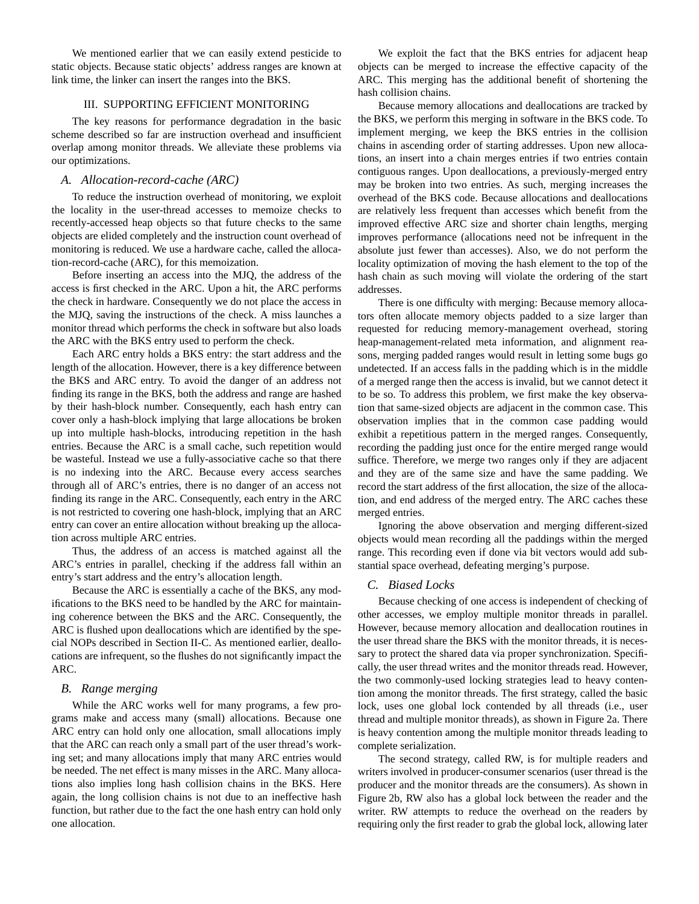We mentioned earlier that we can easily extend pesticide to static objects. Because static objects' address ranges are known at link time, the linker can insert the ranges into the BKS.

## III. SUPPORTING EFFICIENT MONITORING

The key reasons for performance degradation in the basic scheme described so far are instruction overhead and insufficient overlap among monitor threads. We alleviate these problems via our optimizations.

### A. Allocation-record-cache (ARC)

To reduce the instruction overhead of monitoring, we exploit the locality in the user-thread accesses to memoize checks to recently-accessed heap objects so that future checks to the same objects are elided completely and the instruction count overhead of monitoring is reduced. We use a hardware cache, called the allocation-record-cache (ARC), for this memoization.

Before inserting an access into the MJQ, the address of the access is first checked in the ARC. Upon a hit, the ARC performs the check in hardware. Consequently we do not place the access in the MJQ, saving the instructions of the check. A miss launches a monitor thread which performs the check in software but also loads the ARC with the BKS entry used to perform the check.

Each ARC entry holds a BKS entry: the start address and the length of the allocation. However, there is a key difference between the BKS and ARC entry. To avoid the danger of an address not finding its range in the BKS, both the address and range are hashed by their hash-block number. Consequently, each hash entry can cover only a hash-block implying that large allocations be broken up into multiple hash-blocks, introducing repetition in the hash entries. Because the ARC is a small cache, such repetition would be wasteful. Instead we use a fully-associative cache so that there is no indexing into the ARC. Because every access searches through all of ARC's entries, there is no danger of an access not finding its range in the ARC. Consequently, each entry in the ARC is not restricted to covering one hash-block, implying that an ARC entry can cover an entire allocation without breaking up the allocation across multiple ARC entries.

Thus, the address of an access is matched against all the ARC's entries in parallel, checking if the address fall within an entry's start address and the entry's allocation length.

Because the ARC is essentially a cache of the BKS, any modifications to the BKS need to be handled by the ARC for maintaining coherence between the BKS and the ARC. Consequently, the ARC is flushed upon deallocations which are identified by the special NOPs described in Section II-C. As mentioned earlier, deallocations are infrequent, so the flushes do not significantly impact the ARC.

### B. Range merging

While the ARC works well for many programs, a few programs make and access many (small) allocations. Because one ARC entry can hold only one allocation, small allocations imply that the ARC can reach only a small part of the user thread's working set; and many allocations imply that many ARC entries would be needed. The net effect is many misses in the ARC. Many allocations also implies long hash collision chains in the BKS. Here again, the long collision chains is not due to an ineffective hash function, but rather due to the fact the one hash entry can hold only one allocation.

We exploit the fact that the BKS entries for adjacent heap objects can be merged to increase the effective capacity of the ARC. This merging has the additional benefit of shortening the hash collision chains.

Because memory allocations and deallocations are tracked by the BKS, we perform this merging in software in the BKS code. To implement merging, we keep the BKS entries in the collision chains in ascending order of starting addresses. Upon new allocations, an insert into a chain merges entries if two entries contain contiguous ranges. Upon deallocations, a previously-merged entry may be broken into two entries. As such, merging increases the overhead of the BKS code. Because allocations and deallocations are relatively less frequent than accesses which benefit from the improved effective ARC size and shorter chain lengths, merging improves performance (allocations need not be infrequent in the absolute just fewer than accesses). Also, we do not perform the locality optimization of moving the hash element to the top of the hash chain as such moving will violate the ordering of the start addresses.

There is one difficulty with merging: Because memory allocators often allocate memory objects padded to a size larger than requested for reducing memory-management overhead, storing heap-management-related meta information, and alignment reasons, merging padded ranges would result in letting some bugs go undetected. If an access falls in the padding which is in the middle of a merged range then the access is invalid, but we cannot detect it to be so. To address this problem, we first make the key observation that same-sized objects are adjacent in the common case. This observation implies that in the common case padding would exhibit a repetitious pattern in the merged ranges. Consequently, recording the padding just once for the entire merged range would suffice. Therefore, we merge two ranges only if they are adjacent and they are of the same size and have the same padding. We record the start address of the first allocation, the size of the allocation, and end address of the merged entry. The ARC caches these merged entries.

Ignoring the above observation and merging different-sized objects would mean recording all the paddings within the merged range. This recording even if done via bit vectors would add substantial space overhead, defeating merging's purpose.

### C. Biased Locks

Because checking of one access is independent of checking of other accesses, we employ multiple monitor threads in parallel. However, because memory allocation and deallocation routines in the user thread share the BKS with the monitor threads, it is necessary to protect the shared data via proper synchronization. Specifically, the user thread writes and the monitor threads read. However, the two commonly-used locking strategies lead to heavy contention among the monitor threads. The first strategy, called the basic lock, uses one global lock contended by all threads (i.e., user thread and multiple monitor threads), as shown in Figure 2a. There is heavy contention among the multiple monitor threads leading to complete serialization.

The second strategy, called RW, is for multiple readers and writers involved in producer-consumer scenarios (user thread is the producer and the monitor threads are the consumers). As shown in Figure 2b, RW also has a global lock between the reader and the writer. RW attempts to reduce the overhead on the readers by requiring only the first reader to grab the global lock, allowing later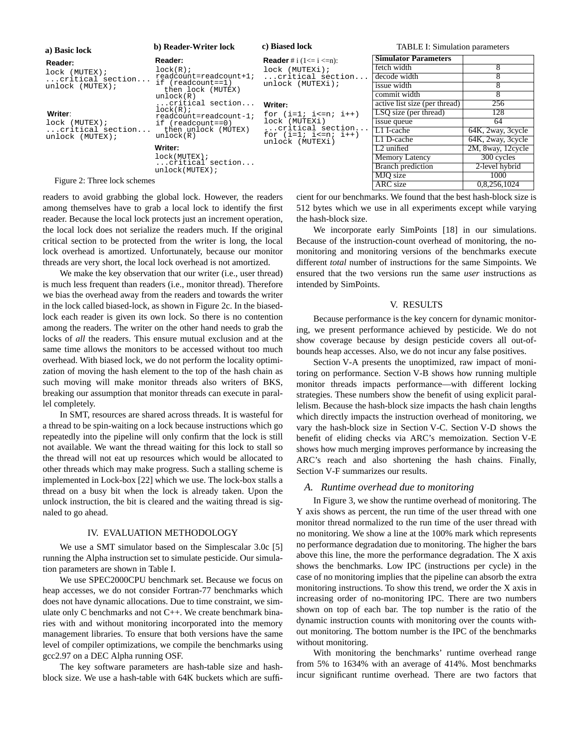**a) Basic lock**

**Reader:**
```
lock (MUTEX);
...critical section...
unlock (MUTEX);
```

**Writer:**
```
lock (MUTEX);
...critical section...
unlock (MUTEX);
```

**b) Reader-Writer lock**

**Reader:**
```
lock(R);
readcount=readcount+1;
if (readcount==1)
  then lock (MUTEX)
unlock(R)
...critical section...
lock(R);
readcount=readcount-1;
if (readcount==0)
  then unlock (MUTEX)
unlock(R)
```

**Writer:**
```
lock(MUTEX);
...critical section...
unlock(MUTEX);
```

**c) Biased lock**

**Reader** # i (1<= i <=n):
```
lock (MUTEXi);
...critical section...
unlock (MUTEXi);
```

**Writer:**
```
for (i=1; i<=n; i++)
lock (MUTEXi)
...critical section...
for (i=1; i<=n; i++)
unlock (MUTEXi)
```

Figure 2: Three lock schemes

TABLE I: Simulation parameters

| Simulator Parameters | |
|---|---|
| fetch width | 8 |
| decode width | 8 |
| issue width | 8 |
| commit width | 8 |
| active list size (per thread) | 256 |
| LSQ size (per thread) | 128 |
| issue queue | 64 |
| L1 I-cache | 64K, 2way, 3cycle |
| L1 D-cache | 64K, 2way, 3cycle |
| L2 unified | 2M, 8way, 12cycle |
| Memory Latency | 300 cycles |
| Branch prediction | 2-level hybrid |
| MJQ size | 1000 |
| ARC size | 0,8,256,1024 |

readers to avoid grabbing the global lock. However, the readers among themselves have to grab a local lock to identify the first reader. Because the local lock protects just an increment operation, the local lock does not serialize the readers much. If the original critical section to be protected from the writer is long, the local lock overhead is amortized. Unfortunately, because our monitor threads are very short, the local lock overhead is not amortized.

We make the key observation that our writer (i.e., user thread) is much less frequent than readers (i.e., monitor thread). Therefore we bias the overhead away from the readers and towards the writer in the lock called biased-lock, as shown in Figure 2c. In the biased-lock each reader is given its own lock. So there is no contention among the readers. The writer on the other hand needs to grab the locks of *all* the readers. This ensure mutual exclusion and at the same time allows the monitors to be accessed without too much overhead. With biased lock, we do not perform the locality optimization of moving the hash element to the top of the hash chain as such moving will make monitor threads also writers of BKS, breaking our assumption that monitor threads can execute in parallel completely.

In SMT, resources are shared across threads. It is wasteful for a thread to be spin-waiting on a lock because instructions which go repeatedly into the pipeline will only confirm that the lock is still not available. We want the thread waiting for this lock to stall so the thread will not eat up resources which would be allocated to other threads which may make progress. Such a stalling scheme is implemented in Lock-box [22] which we use. The lock-box stalls a thread on a busy bit when the lock is already taken. Upon the unlock instruction, the bit is cleared and the waiting thread is signaled to go ahead.

## IV. Evaluation Methodology

We use a SMT simulator based on the Simplescalar 3.0c [5] running the Alpha instruction set to simulate pesticide. Our simulation parameters are shown in Table I.

We use SPEC2000CPU benchmark set. Because we focus on heap accesses, we do not consider Fortran-77 benchmarks which does not have dynamic allocations. Due to time constraint, we simulate only C benchmarks and not C++. We create benchmark binaries with and without monitoring incorporated into the memory management libraries. To ensure that both versions have the same level of compiler optimizations, we compile the benchmarks using gcc2.97 on a DEC Alpha running OSF.

The key software parameters are hash-table size and hash-block size. We use a hash-table with 64K buckets which are sufficient for our benchmarks. We found that the best hash-block size is 512 bytes which we use in all experiments except while varying the hash-block size.

We incorporate early SimPoints [18] in our simulations. Because of the instruction-count overhead of monitoring, the no-monitoring and monitoring versions of the benchmarks execute different *total* number of instructions for the same Simpoints. We ensured that the two versions run the same *user* instructions as intended by SimPoints.

## V. Results

Because performance is the key concern for dynamic monitoring, we present performance achieved by pesticide. We do not show coverage because by design pesticide covers all out-of-bounds heap accesses. Also, we do not incur any false positives.

Section V-A presents the unoptimized, raw impact of monitoring on performance. Section V-B shows how running multiple monitor threads impacts performance—with different locking strategies. These numbers show the benefit of using explicit parallelism. Because the hash-block size impacts the hash chain lengths which directly impacts the instruction overhead of monitoring, we vary the hash-block size in Section V-C. Section V-D shows the benefit of eliding checks via ARC's memoization. Section V-E shows how much merging improves performance by increasing the ARC's reach and also shortening the hash chains. Finally, Section V-F summarizes our results.

### A. Runtime overhead due to monitoring

In Figure 3, we show the runtime overhead of monitoring. The Y axis shows as percent, the run time of the user thread with one monitor thread normalized to the run time of the user thread with no monitoring. We show a line at the 100% mark which represents no performance degradation due to monitoring. The higher the bars above this line, the more the performance degradation. The X axis shows the benchmarks. Low IPC (instructions per cycle) in the case of no monitoring implies that the pipeline can absorb the extra monitoring instructions. To show this trend, we order the X axis in increasing order of no-monitoring IPC. There are two numbers shown on top of each bar. The top number is the ratio of the dynamic instruction counts with monitoring over the counts without monitoring. The bottom number is the IPC of the benchmarks without monitoring.

With monitoring the benchmarks' runtime overhead range from 5% to 1634% with an average of 414%. Most benchmarks incur significant runtime overhead. There are two factors that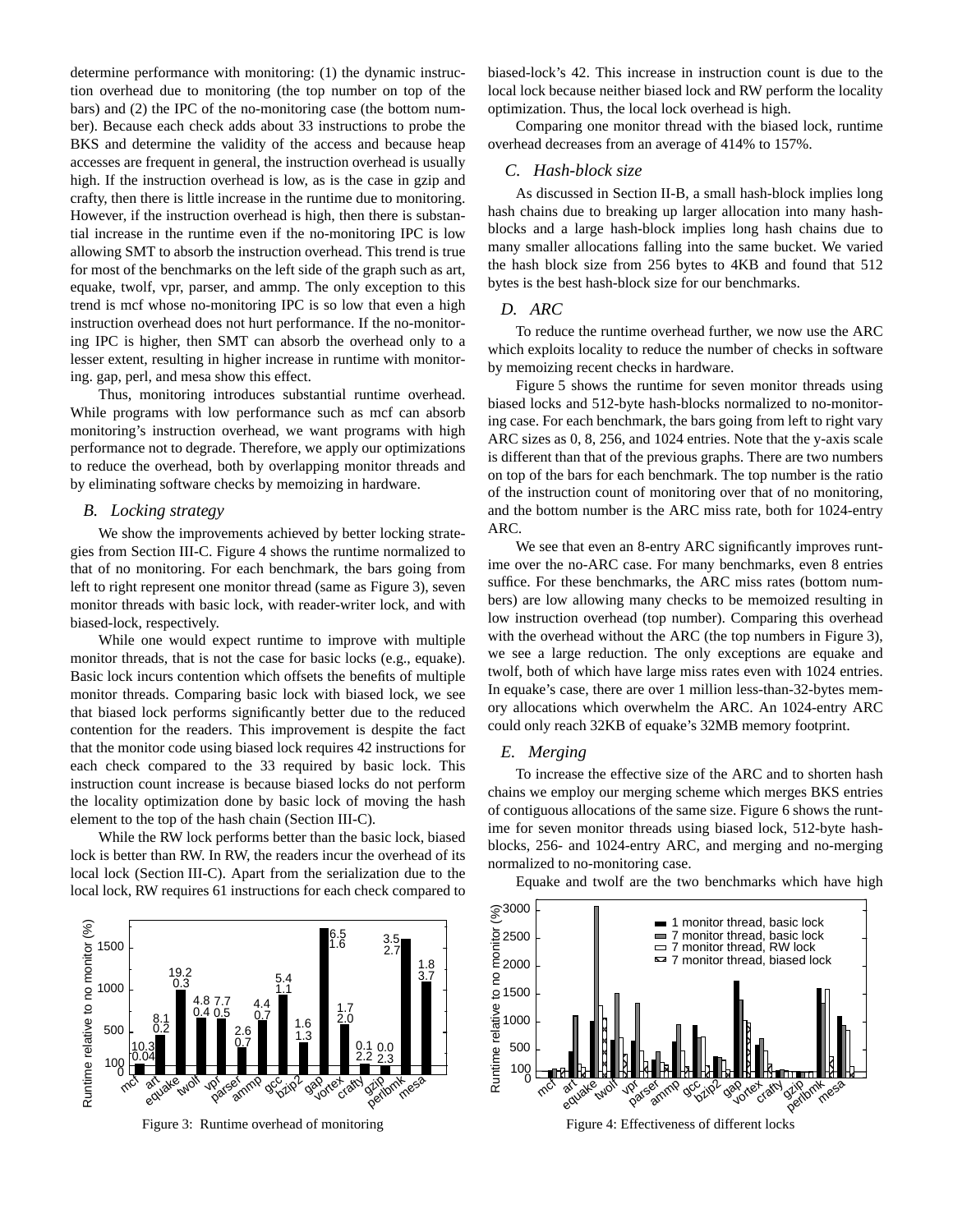determine performance with monitoring: (1) the dynamic instruction overhead due to monitoring (the top number on top of the bars) and (2) the IPC of the no-monitoring case (the bottom number). Because each check adds about 33 instructions to probe the BKS and determine the validity of the access and because heap accesses are frequent in general, the instruction overhead is usually high. If the instruction overhead is low, as is the case in gzip and crafty, then there is little increase in the runtime due to monitoring. However, if the instruction overhead is high, then there is substantial increase in the runtime even if the no-monitoring IPC is low allowing SMT to absorb the instruction overhead. This trend is true for most of the benchmarks on the left side of the graph such as art, equake, twolf, vpr, parser, and ammp. The only exception to this trend is mcf whose no-monitoring IPC is so low that even a high instruction overhead does not hurt performance. If the no-monitoring IPC is higher, then SMT can absorb the overhead only to a lesser extent, resulting in higher increase in runtime with monitoring. gap, perl, and mesa show this effect.

Thus, monitoring introduces substantial runtime overhead. While programs with low performance such as mcf can absorb monitoring's instruction overhead, we want programs with high performance not to degrade. Therefore, we apply our optimizations to reduce the overhead, both by overlapping monitor threads and by eliminating software checks by memoizing in hardware.

### B. Locking strategy

We show the improvements achieved by better locking strategies from Section III-C. Figure 4 shows the runtime normalized to that of no monitoring. For each benchmark, the bars going from left to right represent one monitor thread (same as Figure 3), seven monitor threads with basic lock, with reader-writer lock, and with biased-lock, respectively.

While one would expect runtime to improve with multiple monitor threads, that is not the case for basic locks (e.g., equake). Basic lock incurs contention which offsets the benefits of multiple monitor threads. Comparing basic lock with biased lock, we see that biased lock performs significantly better due to the reduced contention for the readers. This improvement is despite the fact that the monitor code using biased lock requires 42 instructions for each check compared to the 33 required by basic lock. This instruction count increase is because biased locks do not perform the locality optimization done by basic lock of moving the hash element to the top of the hash chain (Section III-C).

While the RW lock performs better than the basic lock, biased lock is better than RW. In RW, the readers incur the overhead of its local lock (Section III-C). Apart from the serialization due to the local lock, RW requires 61 instructions for each check compared to biased-lock's 42. This increase in instruction count is due to the local lock because neither biased lock and RW perform the locality optimization. Thus, the local lock overhead is high.

Comparing one monitor thread with the biased lock, runtime overhead decreases from an average of 414% to 157%.

### C. Hash-block size

As discussed in Section II-B, a small hash-block implies long hash chains due to breaking up larger allocation into many hash-blocks and a large hash-block implies long hash chains due to many smaller allocations falling into the same bucket. We varied the hash block size from 256 bytes to 4KB and found that 512 bytes is the best hash-block size for our benchmarks.

### D. ARC

To reduce the runtime overhead further, we now use the ARC which exploits locality to reduce the number of checks in software by memoizing recent checks in hardware.

Figure 5 shows the runtime for seven monitor threads using biased locks and 512-byte hash-blocks normalized to no-monitoring case. For each benchmark, the bars going from left to right vary ARC sizes as 0, 8, 256, and 1024 entries. Note that the y-axis scale is different than that of the previous graphs. There are two numbers on top of the bars for each benchmark. The top number is the ratio of the instruction count of monitoring over that of no monitoring, and the bottom number is the ARC miss rate, both for 1024-entry ARC.

We see that even an 8-entry ARC significantly improves runtime over the no-ARC case. For many benchmarks, even 8 entries suffice. For these benchmarks, the ARC miss rates (bottom numbers) are low allowing many checks to be memoized resulting in low instruction overhead (top number). Comparing this overhead with the overhead without the ARC (the top numbers in Figure 3), we see a large reduction. The only exceptions are equake and twolf, both of which have large miss rates even with 1024 entries. In equake's case, there are over 1 million less-than-32-bytes memory allocations which overwhelm the ARC. An 1024-entry ARC could only reach 32KB of equake's 32MB memory footprint.

### E. Merging

To increase the effective size of the ARC and to shorten hash chains we employ our merging scheme which merges BKS entries of contiguous allocations of the same size. Figure 6 shows the runtime for seven monitor threads using biased lock, 512-byte hash-blocks, 256- and 1024-entry ARC, and merging and no-merging normalized to no-monitoring case.

Equake and twolf are the two benchmarks which have high

Runtime relative to no monitor (%)
0
100
500
1000
1500
mcf art equake twolf vpr parser ammp gcc bzip2 gap vortex crafty gzip perlbmk mesa
10.3 0.04
8.1 0.2
19.2 0.3
4.8 0.4
7.7 0.5
2.6 0.7
4.4 0.7
5.4 1.1
1.6 1.3
6.5 1.6
1.7 2.0
0.1 2.2
0.0 2.3
3.5 2.7
1.8 3.7

Figure 3: Runtime overhead of monitoring

Runtime relative to no monitor (%)
0
100
500
1000
1500
2000
2500
3000
1 monitor thread, basic lock
7 monitor thread, basic lock
7 monitor thread, RW lock
7 monitor thread, biased lock
mcf art equake twolf vpr parser ammp gcc bzip2 gap vortex crafty gzip perlbmk mesa

Figure 4: Effectiveness of different locks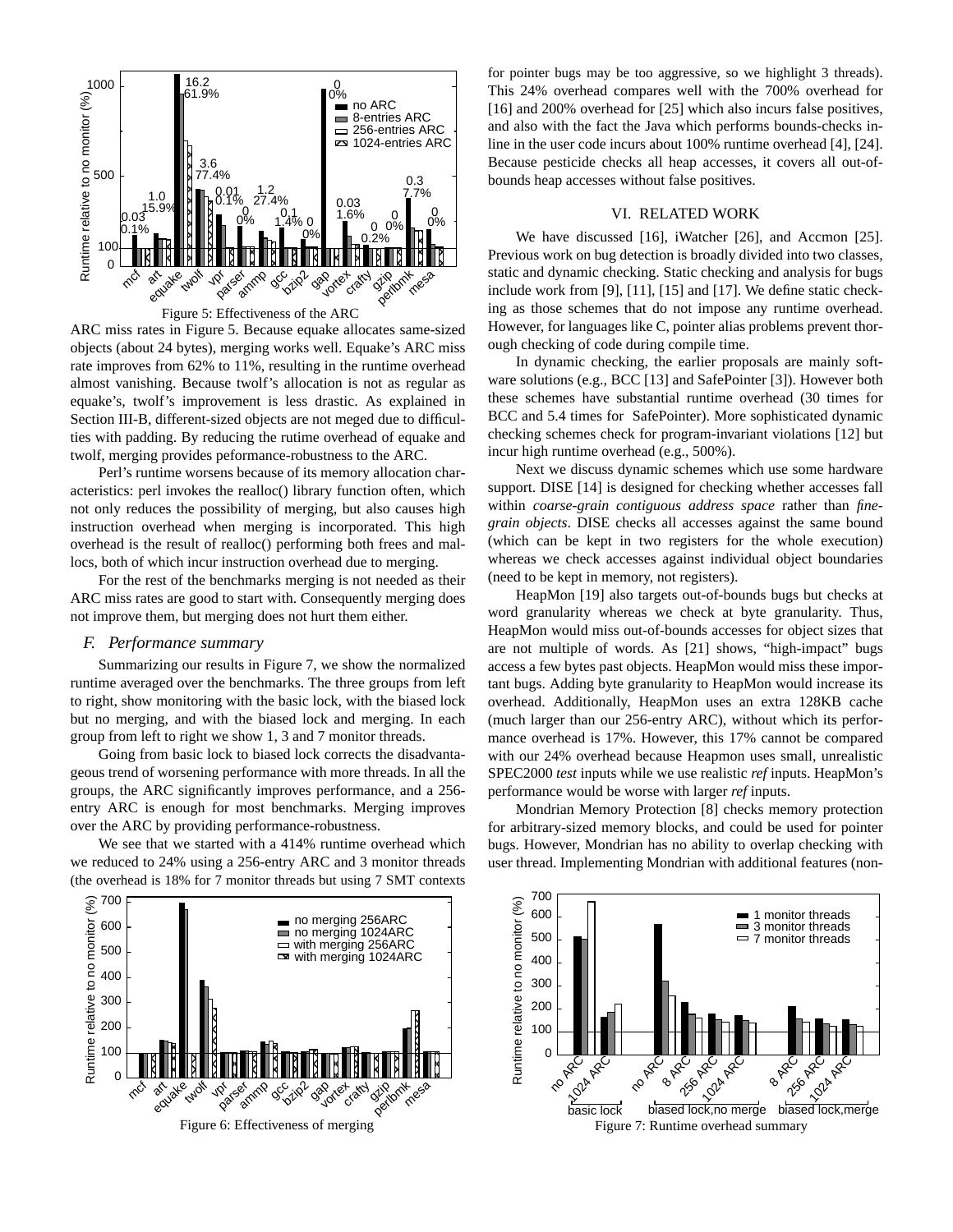Figure 5: Effectiveness of the ARC

ARC miss rates in Figure 5. Because equake allocates same-sized objects (about 24 bytes), merging works well. Equake's ARC miss rate improves from 62% to 11%, resulting in the runtime overhead almost vanishing. Because twolf's allocation is not as regular as equake's, twolf's improvement is less drastic. As explained in Section III-B, different-sized objects are not meged due to difficulties with padding. By reducing the rutime overhead of equake and twolf, merging provides peformance-robustness to the ARC.

Perl's runtime worsens because of its memory allocation characteristics: perl invokes the realloc() library function often, which not only reduces the possibility of merging, but also causes high instruction overhead when merging is incorporated. This high overhead is the result of realloc() performing both frees and mallocs, both of which incur instruction overhead due to merging.

For the rest of the benchmarks merging is not needed as their ARC miss rates are good to start with. Consequently merging does not improve them, but merging does not hurt them either.

### *F. Performance summary*

Summarizing our results in Figure 7, we show the normalized runtime averaged over the benchmarks. The three groups from left to right, show monitoring with the basic lock, with the biased lock but no merging, and with the biased lock and merging. In each group from left to right we show 1, 3 and 7 monitor threads.

Going from basic lock to biased lock corrects the disadvantageous trend of worsening performance with more threads. In all the groups, the ARC significantly improves performance, and a 256-entry ARC is enough for most benchmarks. Merging improves over the ARC by providing performance-robustness.

We see that we started with a 414% runtime overhead which we reduced to 24% using a 256-entry ARC and 3 monitor threads (the overhead is 18% for 7 monitor threads but using 7 SMT contexts for pointer bugs may be too aggressive, so we highlight 3 threads). This 24% overhead compares well with the 700% overhead for [16] and 200% overhead for [25] which also incurs false positives, and also with the fact the Java which performs bounds-checks inline in the user code incurs about 100% runtime overhead [4], [24]. Because pesticide checks all heap accesses, it covers all out-of-bounds heap accesses without false positives.

Figure 6: Effectiveness of merging

## VI. Related Work

We have discussed [16], iWatcher [26], and Accmon [25]. Previous work on bug detection is broadly divided into two classes, static and dynamic checking. Static checking and analysis for bugs include work from [9], [11], [15] and [17]. We define static checking as those schemes that do not impose any runtime overhead. However, for languages like C, pointer alias problems prevent thorough checking of code during compile time.

In dynamic checking, the earlier proposals are mainly software solutions (e.g., BCC [13] and SafePointer [3]). However both these schemes have substantial runtime overhead (30 times for BCC and 5.4 times for SafePointer). More sophisticated dynamic checking schemes check for program-invariant violations [12] but incur high runtime overhead (e.g., 500%).

Next we discuss dynamic schemes which use some hardware support. DISE [14] is designed for checking whether accesses fall within *coarse-grain contiguous address space* rather than *fine-grain objects*. DISE checks all accesses against the same bound (which can be kept in two registers for the whole execution) whereas we check accesses against individual object boundaries (need to be kept in memory, not registers).

HeapMon [19] also targets out-of-bounds bugs but checks at word granularity whereas we check at byte granularity. Thus, HeapMon would miss out-of-bounds accesses for object sizes that are not multiple of words. As [21] shows, "high-impact" bugs access a few bytes past objects. HeapMon would miss these important bugs. Adding byte granularity to HeapMon would increase its overhead. Additionally, HeapMon uses an extra 128KB cache (much larger than our 256-entry ARC), without which its performance overhead is 17%. However, this 17% cannot be compared with our 24% overhead because Heapmon uses small, unrealistic SPEC2000 *test* inputs while we use realistic *ref* inputs. HeapMon's performance would be worse with larger *ref* inputs.

Mondrian Memory Protection [8] checks memory protection for arbitrary-sized memory blocks, and could be used for pointer bugs. However, Mondrian has no ability to overlap checking with user thread. Implementing Mondrian with additional features (non-

Figure 7: Runtime overhead summary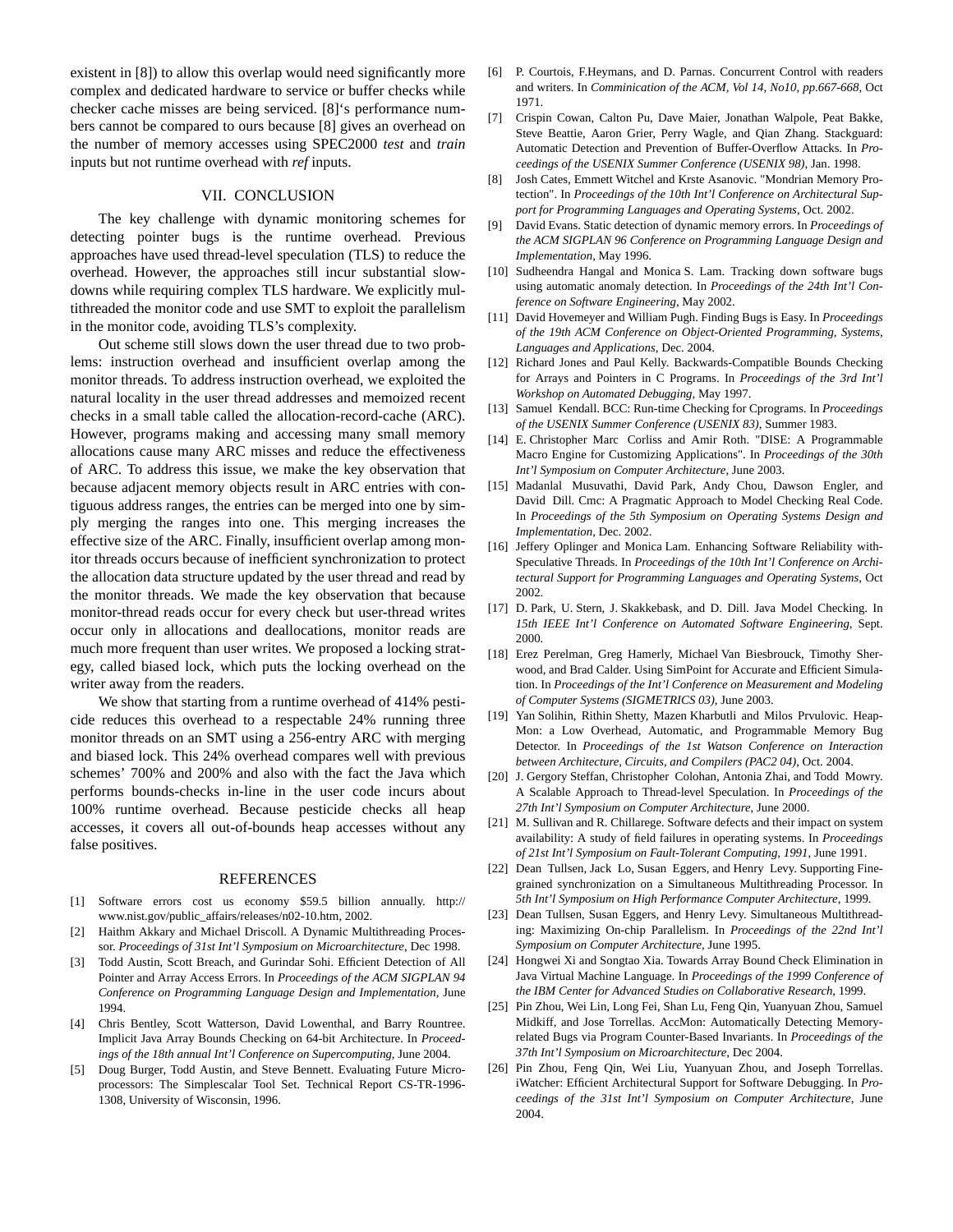existent in [8]) to allow this overlap would need significantly more complex and dedicated hardware to service or buffer checks while checker cache misses are being serviced. [8]'s performance numbers cannot be compared to ours because [8] gives an overhead on the number of memory accesses using SPEC2000 *test* and *train* inputs but not runtime overhead with *ref* inputs.

## VII. CONCLUSION

The key challenge with dynamic monitoring schemes for detecting pointer bugs is the runtime overhead. Previous approaches have used thread-level speculation (TLS) to reduce the overhead. However, the approaches still incur substantial slowdowns while requiring complex TLS hardware. We explicitly multithreaded the monitor code and use SMT to exploit the parallelism in the monitor code, avoiding TLS's complexity.

Out scheme still slows down the user thread due to two problems: instruction overhead and insufficient overlap among the monitor threads. To address instruction overhead, we exploited the natural locality in the user thread addresses and memoized recent checks in a small table called the allocation-record-cache (ARC). However, programs making and accessing many small memory allocations cause many ARC misses and reduce the effectiveness of ARC. To address this issue, we make the key observation that because adjacent memory objects result in ARC entries with contiguous address ranges, the entries can be merged into one by simply merging the ranges into one. This merging increases the effective size of the ARC. Finally, insufficient overlap among monitor threads occurs because of inefficient synchronization to protect the allocation data structure updated by the user thread and read by the monitor threads. We made the key observation that because monitor-thread reads occur for every check but user-thread writes occur only in allocations and deallocations, monitor reads are much more frequent than user writes. We proposed a locking strategy, called biased lock, which puts the locking overhead on the writer away from the readers.

We show that starting from a runtime overhead of 414% pesticide reduces this overhead to a respectable 24% running three monitor threads on an SMT using a 256-entry ARC with merging and biased lock. This 24% overhead compares well with previous schemes' 700% and 200% and also with the fact the Java which performs bounds-checks in-line in the user code incurs about 100% runtime overhead. Because pesticide checks all heap accesses, it covers all out-of-bounds heap accesses without any false positives.

## REFERENCES

[1] Software errors cost us economy $59.5 billion annually. http://www.nist.gov/public_affairs/releases/n02-10.htm, 2002.

[2] Haithm Akkary and Michael Driscoll. A Dynamic Multithreading Processor. *Proceedings of 31st Int'l Symposium on Microarchitecture*, Dec 1998.

[3] Todd Austin, Scott Breach, and Gurindar Sohi. Efficient Detection of All Pointer and Array Access Errors. In *Proceedings of the ACM SIGPLAN 94 Conference on Programming Language Design and Implementation*, June 1994.

[4] Chris Bentley, Scott Watterson, David Lowenthal, and Barry Rountree. Implicit Java Array Bounds Checking on 64-bit Architecture. In *Proceedings of the 18th annual Int'l Conference on Supercomputing*, June 2004.

[5] Doug Burger, Todd Austin, and Steve Bennett. Evaluating Future Microprocessors: The Simplescalar Tool Set. Technical Report CS-TR-1996-1308, University of Wisconsin, 1996.

[6] P. Courtois, F.Heymans, and D. Parnas. Concurrent Control with readers and writers. In *Comminication of the ACM, Vol 14, No10, pp.667-668*, Oct 1971.

[7] Crispin Cowan, Calton Pu, Dave Maier, Jonathan Walpole, Peat Bakke, Steve Beattie, Aaron Grier, Perry Wagle, and Qian Zhang. Stackguard: Automatic Detection and Prevention of Buffer-Overflow Attacks. In *Proceedings of the USENIX Summer Conference (USENIX 98)*, Jan. 1998.

[8] Josh Cates, Emmett Witchel and Krste Asanovic. "Mondrian Memory Protection". In *Proceedings of the 10th Int'l Conference on Architectural Support for Programming Languages and Operating Systems*, Oct. 2002.

[9] David Evans. Static detection of dynamic memory errors. In *Proceedings of the ACM SIGPLAN 96 Conference on Programming Language Design and Implementation*, May 1996.

[10] Sudheendra Hangal and Monica S. Lam. Tracking down software bugs using automatic anomaly detection. In *Proceedings of the 24th Int'l Conference on Software Engineering*, May 2002.

[11] David Hovemeyer and William Pugh. Finding Bugs is Easy. In *Proceedings of the 19th ACM Conference on Object-Oriented Programming, Systems, Languages and Applications*, Dec. 2004.

[12] Richard Jones and Paul Kelly. Backwards-Compatible Bounds Checking for Arrays and Pointers in C Programs. In *Proceedings of the 3rd Int'l Workshop on Automated Debugging*, May 1997.

[13] Samuel Kendall. BCC: Run-time Checking for Cprograms. In *Proceedings of the USENIX Summer Conference (USENIX 83)*, Summer 1983.

[14] E. Christopher Marc Corliss and Amir Roth. "DISE: A Programmable Macro Engine for Customizing Applications". In *Proceedings of the 30th Int'l Symposium on Computer Architecture*, June 2003.

[15] Madanlal Musuvathi, David Park, Andy Chou, Dawson Engler, and David Dill. Cmc: A Pragmatic Approach to Model Checking Real Code. In *Proceedings of the 5th Symposium on Operating Systems Design and Implementation*, Dec. 2002.

[16] Jeffery Oplinger and Monica Lam. Enhancing Software Reliability withSpeculative Threads. In *Proceedings of the 10th Int'l Conference on Architectural Support for Programming Languages and Operating Systems*, Oct 2002.

[17] D. Park, U. Stern, J. Skakkebask, and D. Dill. Java Model Checking. In *15th IEEE Int'l Conference on Automated Software Engineering*, Sept. 2000.

[18] Erez Perelman, Greg Hamerly, Michael Van Biesbrouck, Timothy Sherwood, and Brad Calder. Using SimPoint for Accurate and Efficient Simulation. In *Proceedings of the Int'l Conference on Measurement and Modeling of Computer Systems (SIGMETRICS 03)*, June 2003.

[19] Yan Solihin, Rithin Shetty, Mazen Kharbutli and Milos Prvulovic. HeapMon: a Low Overhead, Automatic, and Programmable Memory Bug Detector. In *Proceedings of the 1st Watson Conference on Interaction between Architecture, Circuits, and Compilers (PAC2 04)*, Oct. 2004.

[20] J. Gergory Steffan, Christopher Colohan, Antonia Zhai, and Todd Mowry. A Scalable Approach to Thread-level Speculation. In *Proceedings of the 27th Int'l Symposium on Computer Architecture*, June 2000.

[21] M. Sullivan and R. Chillarege. Software defects and their impact on system availability: A study of field failures in operating systems. In *Proceedings of 21st Int'l Symposium on Fault-Tolerant Computing, 1991*, June 1991.

[22] Dean Tullsen, Jack Lo, Susan Eggers, and Henry Levy. Supporting Fine-grained synchronization on a Simultaneous Multithreading Processor. In *5th Int'l Symposium on High Performance Computer Architecture*, 1999.

[23] Dean Tullsen, Susan Eggers, and Henry Levy. Simultaneous Multithreading: Maximizing On-chip Parallelism. In *Proceedings of the 22nd Int'l Symposium on Computer Architecture*, June 1995.

[24] Hongwei Xi and Songtao Xia. Towards Array Bound Check Elimination in Java Virtual Machine Language. In *Proceedings of the 1999 Conference of the IBM Center for Advanced Studies on Collaborative Research*, 1999.

[25] Pin Zhou, Wei Lin, Long Fei, Shan Lu, Feng Qin, Yuanyuan Zhou, Samuel Midkiff, and Jose Torrellas. AccMon: Automatically Detecting Memory-related Bugs via Program Counter-Based Invariants. In *Proceedings of the 37th Int'l Symposium on Microarchitecture*, Dec 2004.

[26] Pin Zhou, Feng Qin, Wei Liu, Yuanyuan Zhou, and Joseph Torrellas. iWatcher: Efficient Architectural Support for Software Debugging. In *Proceedings of the 31st Int'l Symposium on Computer Architecture*, June 2004.